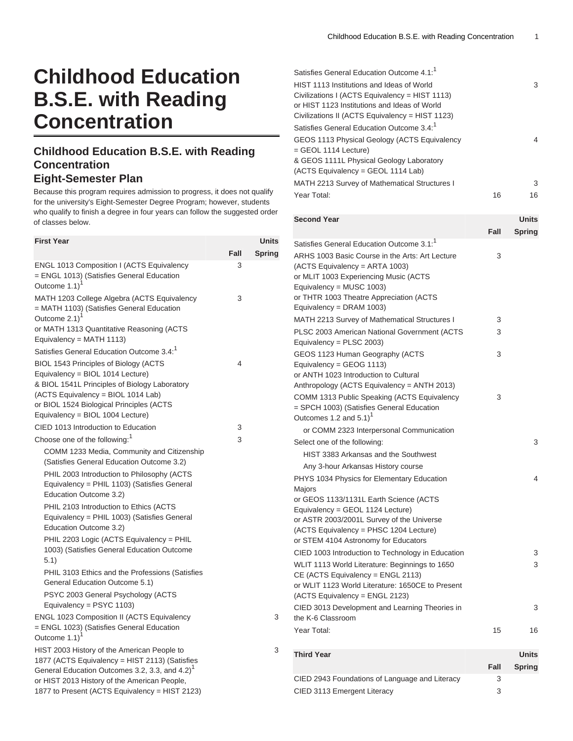# Childhood Education B.S.E. with Reading Concentration

## Childhood Education B.S.E. with Reading Concentration

### Eight-Semester Plan

Because this program requires admission to progress, it does not qualify for the university's Eight-Semester Degree Program; however, students who qualify to finish a degree in four years can follow the suggested order of classes below.

| First Year | Units | |
|---|---|---|
| | Fall | Spring |
| ENGL 1013 Composition I (ACTS Equivalency = ENGL 1013) (Satisfies General Education Outcome 1.1)[1] | 3 | |
| MATH 1203 College Algebra (ACTS Equivalency = MATH 1103) (Satisfies General Education Outcome 2.1)[1]<br>or MATH 1313 Quantitative Reasoning (ACTS Equivalency = MATH 1113) | 3 | |
| Satisfies General Education Outcome 3.4:[1] | | |
| BIOL 1543 Principles of Biology (ACTS Equivalency = BIOL 1014 Lecture)<br>& BIOL 1541L Principles of Biology Laboratory (ACTS Equivalency = BIOL 1014 Lab)<br>or BIOL 1524 Biological Principles (ACTS Equivalency = BIOL 1004 Lecture) | 4 | |
| CIED 1013 Introduction to Education | 3 | |
| Choose one of the following:[1] | 3 | |
| COMM 1233 Media, Community and Citizenship (Satisfies General Education Outcome 3.2) | | |
| PHIL 2003 Introduction to Philosophy (ACTS Equivalency = PHIL 1103) (Satisfies General Education Outcome 3.2) | | |
| PHIL 2103 Introduction to Ethics (ACTS Equivalency = PHIL 1003) (Satisfies General Education Outcome 3.2) | | |
| PHIL 2203 Logic (ACTS Equivalency = PHIL 1003) (Satisfies General Education Outcome 5.1) | | |
| PHIL 3103 Ethics and the Professions (Satisfies General Education Outcome 5.1) | | |
| PSYC 2003 General Psychology (ACTS Equivalency = PSYC 1103) | | |
| ENGL 1023 Composition II (ACTS Equivalency = ENGL 1023) (Satisfies General Education Outcome 1.1)[1] | | 3 |
| HIST 2003 History of the American People to 1877 (ACTS Equivalency = HIST 2113) (Satisfies General Education Outcomes 3.2, 3.3, and 4.2)[1]<br>or HIST 2013 History of the American People, 1877 to Present (ACTS Equivalency = HIST 2123) | | 3 |
| Satisfies General Education Outcome 4.1:[1] | | |
| HIST 1113 Institutions and Ideas of World Civilizations I (ACTS Equivalency = HIST 1113)<br>or HIST 1123 Institutions and Ideas of World Civilizations II (ACTS Equivalency = HIST 1123) | | 3 |
| Satisfies General Education Outcome 3.4:[1] | | |
| GEOS 1113 Physical Geology (ACTS Equivalency = GEOL 1114 Lecture)<br>& GEOS 1111L Physical Geology Laboratory (ACTS Equivalency = GEOL 1114 Lab) | | 4 |
| MATH 2213 Survey of Mathematical Structures I | | 3 |
| Year Total: | 16 | 16 |

| Second Year | Units | |
|---|---|---|
| | Fall | Spring |
| Satisfies General Education Outcome 3.1:[1] | | |
| ARHS 1003 Basic Course in the Arts: Art Lecture (ACTS Equivalency = ARTA 1003)<br>or MLIT 1003 Experiencing Music (ACTS Equivalency = MUSC 1003)<br>or THTR 1003 Theatre Appreciation (ACTS Equivalency = DRAM 1003) | 3 | |
| MATH 2213 Survey of Mathematical Structures I | 3 | |
| PLSC 2003 American National Government (ACTS Equivalency = PLSC 2003) | 3 | |
| GEOS 1123 Human Geography (ACTS Equivalency = GEOG 1113)<br>or ANTH 1023 Introduction to Cultural Anthropology (ACTS Equivalency = ANTH 2013) | 3 | |
| COMM 1313 Public Speaking (ACTS Equivalency = SPCH 1003) (Satisfies General Education Outcomes 1.2 and 5.1)[1] | 3 | |
| or COMM 2323 Interpersonal Communication | | |
| Select one of the following: | | 3 |
| HIST 3383 Arkansas and the Southwest | | |
| Any 3-hour Arkansas History course | | |
| PHYS 1034 Physics for Elementary Education Majors<br>or GEOS 1133/1131L Earth Science (ACTS Equivalency = GEOL 1124 Lecture)<br>or ASTR 2003/2001L Survey of the Universe (ACTS Equivalency = PHSC 1204 Lecture)<br>or STEM 4104 Astronomy for Educators | | 4 |
| CIED 1003 Introduction to Technology in Education | | 3 |
| WLIT 1113 World Literature: Beginnings to 1650 CE (ACTS Equivalency = ENGL 2113)<br>or WLIT 1123 World Literature: 1650CE to Present (ACTS Equivalency = ENGL 2123) | | 3 |
| CIED 3013 Development and Learning Theories in the K-6 Classroom | | 3 |
| Year Total: | 15 | 16 |

| Third Year | Units | |
|---|---|---|
| | Fall | Spring |
| CIED 2943 Foundations of Language and Literacy | 3 | |
| CIED 3113 Emergent Literacy | 3 | |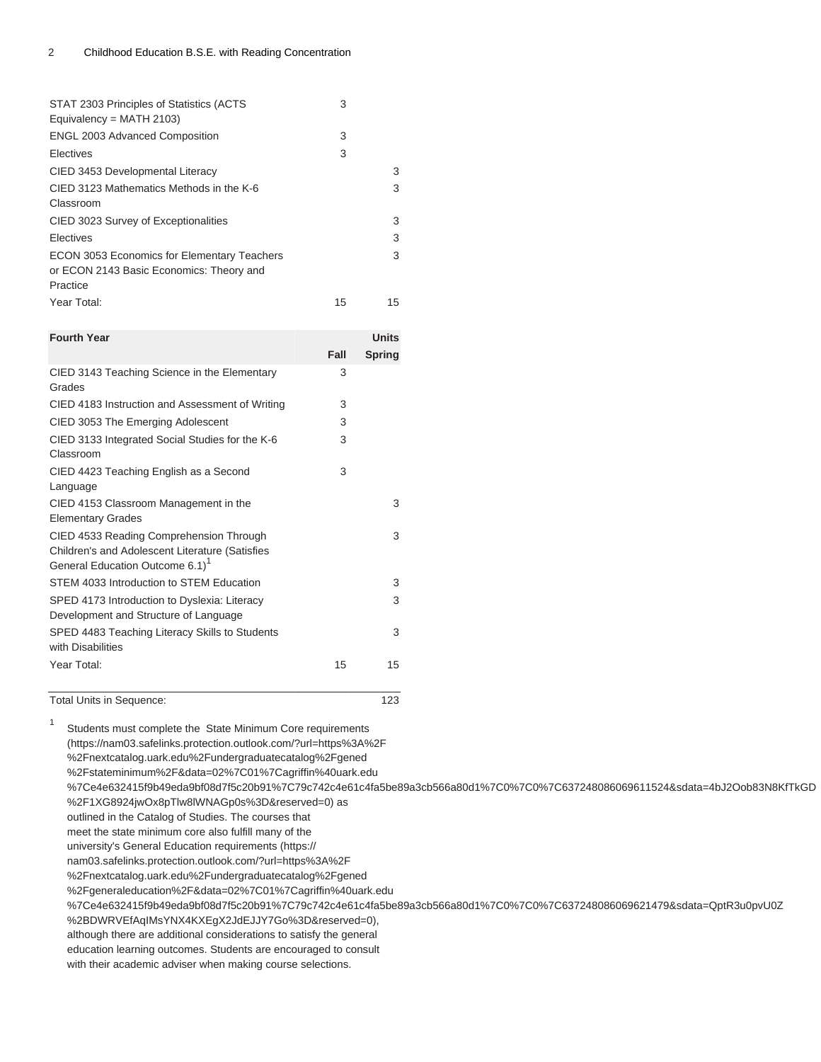| | | |
|---|---|---|
| STAT 2303 Principles of Statistics (ACTS Equivalency = MATH 2103) | 3 | |
| ENGL 2003 Advanced Composition | 3 | |
| Electives | 3 | |
| CIED 3453 Developmental Literacy | | 3 |
| CIED 3123 Mathematics Methods in the K-6 Classroom | | 3 |
| CIED 3023 Survey of Exceptionalities | | 3 |
| Electives | | 3 |
| ECON 3053 Economics for Elementary Teachers or ECON 2143 Basic Economics: Theory and Practice | | 3 |
| Year Total: | 15 | 15 |

| Fourth Year | | Units |
|---|---|---|
| | Fall | Spring |
| CIED 3143 Teaching Science in the Elementary Grades | 3 | |
| CIED 4183 Instruction and Assessment of Writing | 3 | |
| CIED 3053 The Emerging Adolescent | 3 | |
| CIED 3133 Integrated Social Studies for the K-6 Classroom | 3 | |
| CIED 4423 Teaching English as a Second Language | 3 | |
| CIED 4153 Classroom Management in the Elementary Grades | | 3 |
| CIED 4533 Reading Comprehension Through Children's and Adolescent Literature (Satisfies General Education Outcome 6.1)[1] | | 3 |
| STEM 4033 Introduction to STEM Education | | 3 |
| SPED 4173 Introduction to Dyslexia: Literacy Development and Structure of Language | | 3 |
| SPED 4483 Teaching Literacy Skills to Students with Disabilities | | 3 |
| Year Total: | 15 | 15 |

| | | |
|---|---|---|
| Total Units in Sequence: | | 123 |

[1] Students must complete the State Minimum Core requirements (https://nam03.safelinks.protection.outlook.com/?url=https%3A%2F%2Fnextcatalog.uark.edu%2Fundergraduatecatalog%2Fgened%2Fstateminimum%2F&data=02%7C01%7Cagriffin%40uark.edu%7Ce4e632415f9b49eda9bf08d7f5c20b91%7C79c742c4e61c4fa5be89a3cb566a80d1%7C0%7C0%7C637248086069611524&sdata=4bJ2Oob83N8KfTkGD%2F1XG8924jwOx8pTlw8lWNAGp0s%3D&reserved=0) as outlined in the Catalog of Studies. The courses that meet the state minimum core also fulfill many of the university's General Education requirements (https://nam03.safelinks.protection.outlook.com/?url=https%3A%2F%2Fnextcatalog.uark.edu%2Fundergraduatecatalog%2Fgened%2Fgeneraleducation%2F&data=02%7C01%7Cagriffin%40uark.edu%7Ce4e632415f9b49eda9bf08d7f5c20b91%7C79c742c4e61c4fa5be89a3cb566a80d1%7C0%7C0%7C637248086069621479&sdata=QptR3u0pvU0Z%2BDWRVEfAqIMsYNX4KXEgX2JdEJJY7Go%3D&reserved=0), although there are additional considerations to satisfy the general education learning outcomes. Students are encouraged to consult with their academic adviser when making course selections.